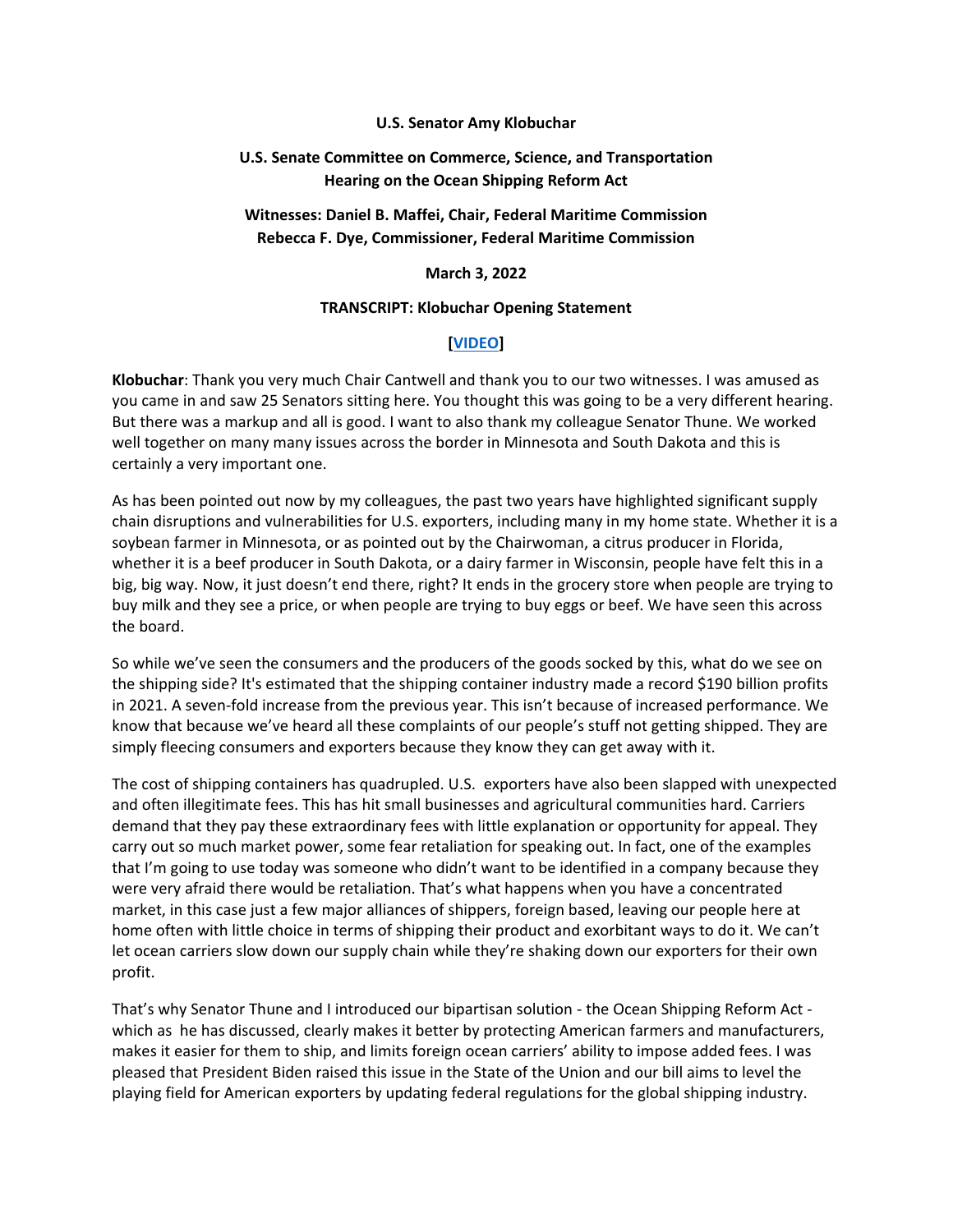**U.S. Senator Amy Klobuchar**

**U.S. Senate Committee on Commerce, Science, and Transportation**
**Hearing on the Ocean Shipping Reform Act**

**Witnesses: Daniel B. Maffei, Chair, Federal Maritime Commission**
**Rebecca F. Dye, Commissioner, Federal Maritime Commission**

**March 3, 2022**

**TRANSCRIPT: Klobuchar Opening Statement**

**[VIDEO]**

**Klobuchar**: Thank you very much Chair Cantwell and thank you to our two witnesses. I was amused as you came in and saw 25 Senators sitting here. You thought this was going to be a very different hearing. But there was a markup and all is good. I want to also thank my colleague Senator Thune. We worked well together on many many issues across the border in Minnesota and South Dakota and this is certainly a very important one.

As has been pointed out now by my colleagues, the past two years have highlighted significant supply chain disruptions and vulnerabilities for U.S. exporters, including many in my home state. Whether it is a soybean farmer in Minnesota, or as pointed out by the Chairwoman, a citrus producer in Florida, whether it is a beef producer in South Dakota, or a dairy farmer in Wisconsin, people have felt this in a big, big way. Now, it just doesn't end there, right? It ends in the grocery store when people are trying to buy milk and they see a price, or when people are trying to buy eggs or beef. We have seen this across the board.

So while we've seen the consumers and the producers of the goods socked by this, what do we see on the shipping side? It's estimated that the shipping container industry made a record $190 billion profits in 2021. A seven-fold increase from the previous year. This isn't because of increased performance. We know that because we've heard all these complaints of our people's stuff not getting shipped. They are simply fleecing consumers and exporters because they know they can get away with it.

The cost of shipping containers has quadrupled. U.S. exporters have also been slapped with unexpected and often illegitimate fees. This has hit small businesses and agricultural communities hard. Carriers demand that they pay these extraordinary fees with little explanation or opportunity for appeal. They carry out so much market power, some fear retaliation for speaking out. In fact, one of the examples that I'm going to use today was someone who didn't want to be identified in a company because they were very afraid there would be retaliation. That's what happens when you have a concentrated market, in this case just a few major alliances of shippers, foreign based, leaving our people here at home often with little choice in terms of shipping their product and exorbitant ways to do it. We can't let ocean carriers slow down our supply chain while they're shaking down our exporters for their own profit.

That's why Senator Thune and I introduced our bipartisan solution - the Ocean Shipping Reform Act - which as he has discussed, clearly makes it better by protecting American farmers and manufacturers, makes it easier for them to ship, and limits foreign ocean carriers' ability to impose added fees. I was pleased that President Biden raised this issue in the State of the Union and our bill aims to level the playing field for American exporters by updating federal regulations for the global shipping industry.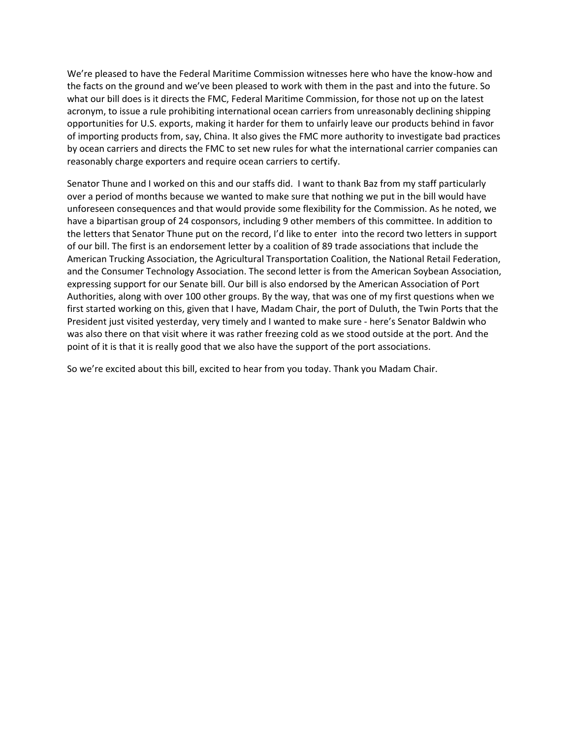We're pleased to have the Federal Maritime Commission witnesses here who have the know-how and the facts on the ground and we've been pleased to work with them in the past and into the future. So what our bill does is it directs the FMC, Federal Maritime Commission, for those not up on the latest acronym, to issue a rule prohibiting international ocean carriers from unreasonably declining shipping opportunities for U.S. exports, making it harder for them to unfairly leave our products behind in favor of importing products from, say, China. It also gives the FMC more authority to investigate bad practices by ocean carriers and directs the FMC to set new rules for what the international carrier companies can reasonably charge exporters and require ocean carriers to certify.

Senator Thune and I worked on this and our staffs did. I want to thank Baz from my staff particularly over a period of months because we wanted to make sure that nothing we put in the bill would have unforeseen consequences and that would provide some flexibility for the Commission. As he noted, we have a bipartisan group of 24 cosponsors, including 9 other members of this committee. In addition to the letters that Senator Thune put on the record, I'd like to enter into the record two letters in support of our bill. The first is an endorsement letter by a coalition of 89 trade associations that include the American Trucking Association, the Agricultural Transportation Coalition, the National Retail Federation, and the Consumer Technology Association. The second letter is from the American Soybean Association, expressing support for our Senate bill. Our bill is also endorsed by the American Association of Port Authorities, along with over 100 other groups. By the way, that was one of my first questions when we first started working on this, given that I have, Madam Chair, the port of Duluth, the Twin Ports that the President just visited yesterday, very timely and I wanted to make sure - here's Senator Baldwin who was also there on that visit where it was rather freezing cold as we stood outside at the port. And the point of it is that it is really good that we also have the support of the port associations.

So we're excited about this bill, excited to hear from you today. Thank you Madam Chair.